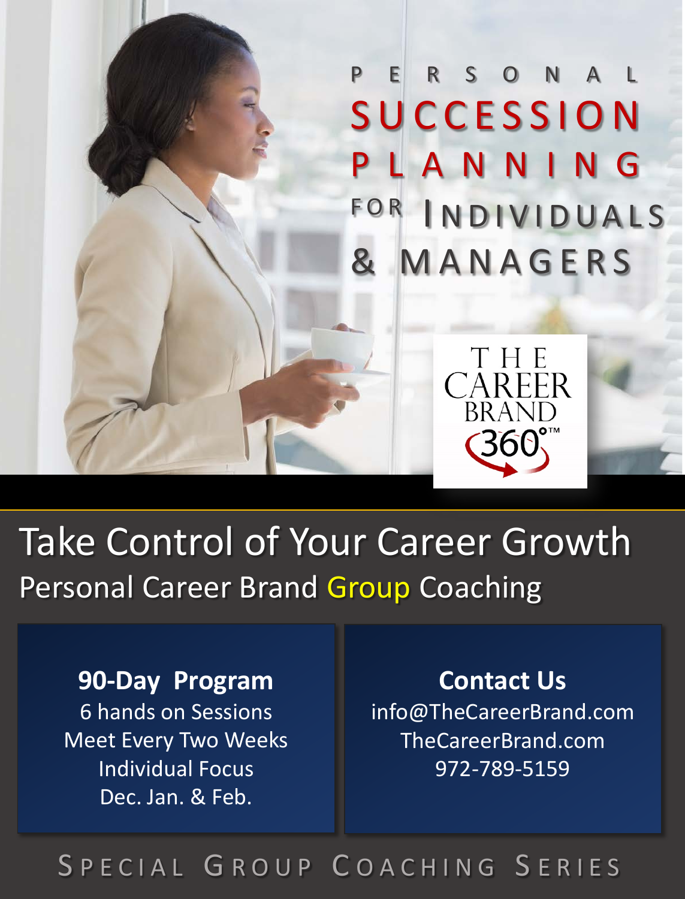# PERSONAL SUCCESSION PLANNING FOR INDIVIDUALS & MANAGERS

THE CAREER BRAND 360°™

## Take Control of Your Career Growth

### Personal Career Brand Group Coaching

**90-Day Program**

6 hands on Sessions
Meet Every Two Weeks
Individual Focus
Dec. Jan. & Feb.

**Contact Us**

info@TheCareerBrand.com
TheCareerBrand.com
972-789-5159

SPECIAL GROUP COACHING SERIES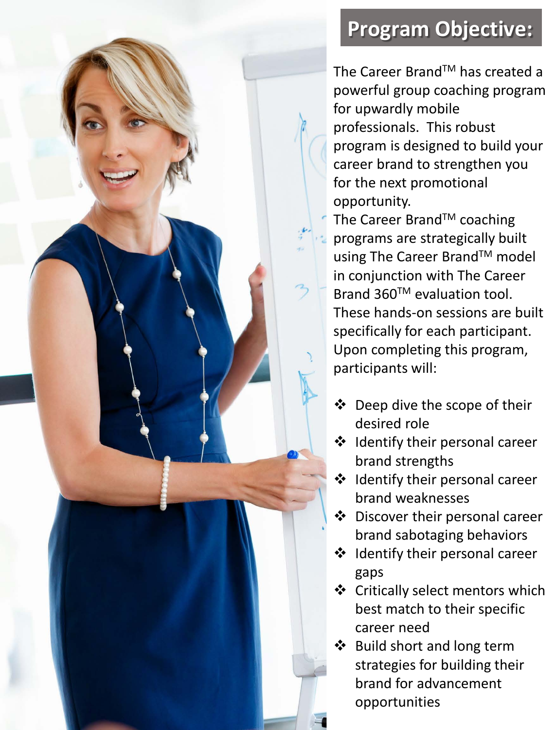## Program Objective:

The Career Brand™ has created a powerful group coaching program for upwardly mobile professionals. This robust program is designed to build your career brand to strengthen you for the next promotional opportunity.

The Career Brand™ coaching programs are strategically built using The Career Brand™ model in conjunction with The Career Brand 360™ evaluation tool. These hands-on sessions are built specifically for each participant. Upon completing this program, participants will:

- Deep dive the scope of their desired role
- Identify their personal career brand strengths
- Identify their personal career brand weaknesses
- Discover their personal career brand sabotaging behaviors
- Identify their personal career gaps
- Critically select mentors which best match to their specific career need
- Build short and long term strategies for building their brand for advancement opportunities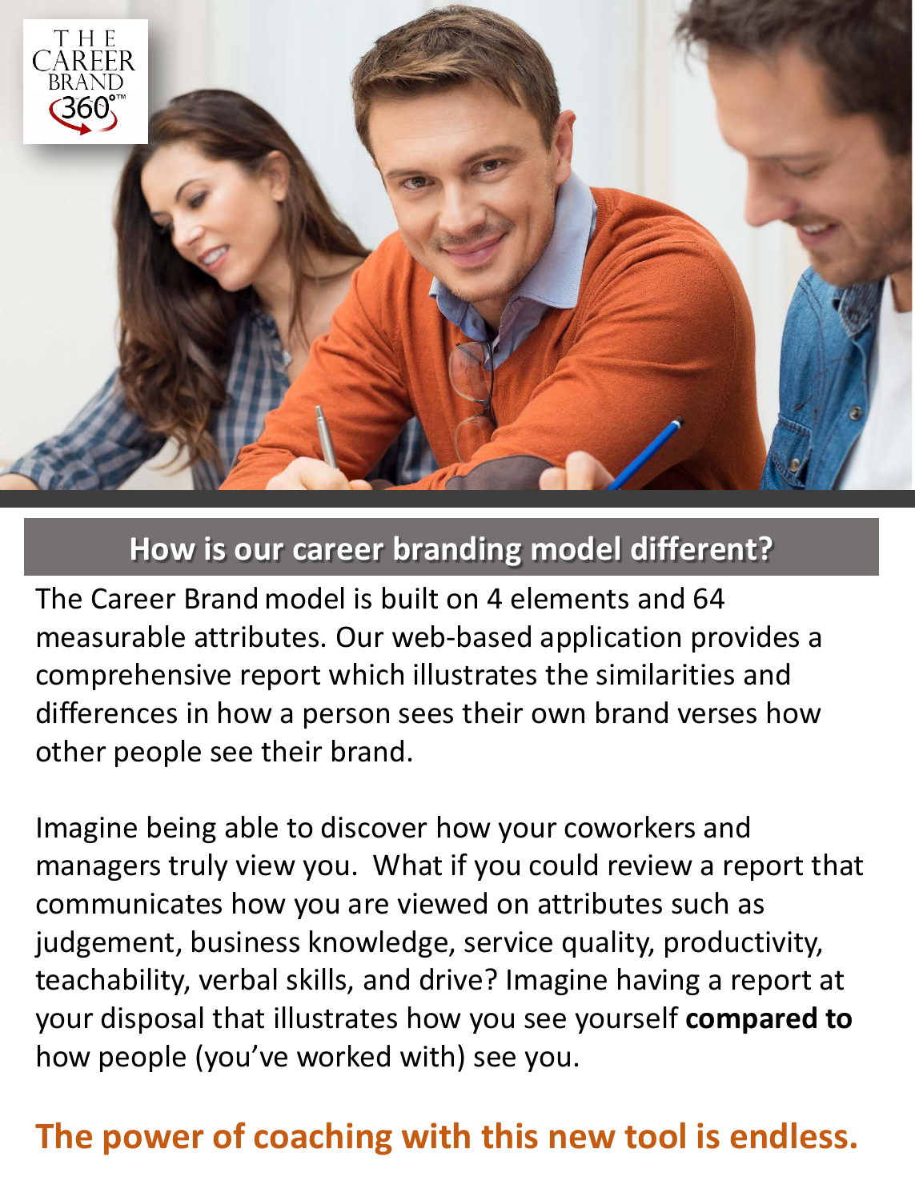## How is our career branding model different?

The Career Brand model is built on 4 elements and 64 measurable attributes. Our web-based application provides a comprehensive report which illustrates the similarities and differences in how a person sees their own brand verses how other people see their brand.

Imagine being able to discover how your coworkers and managers truly view you. What if you could review a report that communicates how you are viewed on attributes such as judgement, business knowledge, service quality, productivity, teachability, verbal skills, and drive? Imagine having a report at your disposal that illustrates how you see yourself **compared to** how people (you've worked with) see you.

**The power of coaching with this new tool is endless.**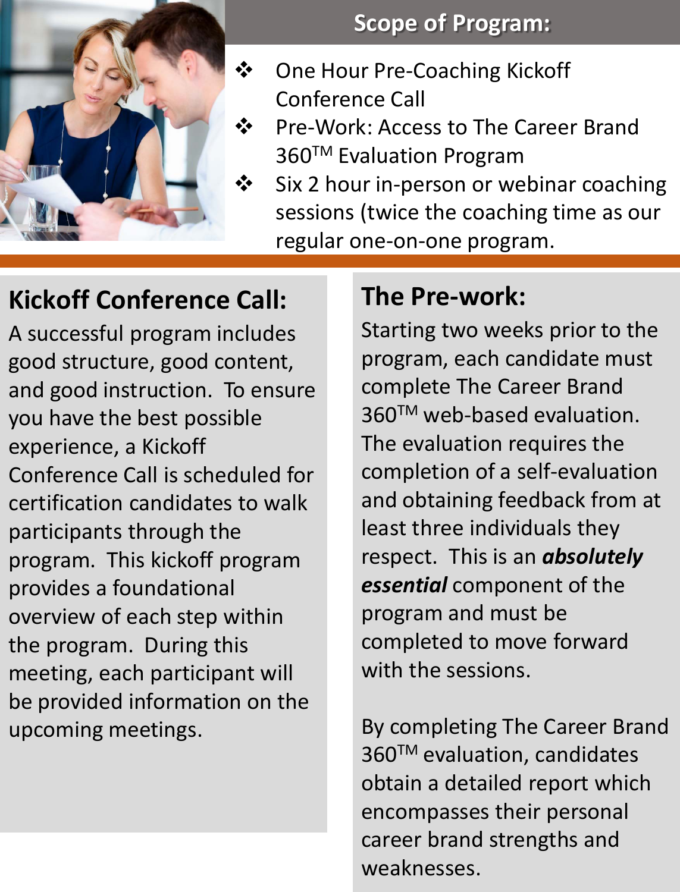## Scope of Program:

- One Hour Pre-Coaching Kickoff Conference Call
- Pre-Work: Access to The Career Brand 360™ Evaluation Program
- Six 2 hour in-person or webinar coaching sessions (twice the coaching time as our regular one-on-one program.

## Kickoff Conference Call:

A successful program includes good structure, good content, and good instruction. To ensure you have the best possible experience, a Kickoff Conference Call is scheduled for certification candidates to walk participants through the program. This kickoff program provides a foundational overview of each step within the program. During this meeting, each participant will be provided information on the upcoming meetings.

## The Pre-work:

Starting two weeks prior to the program, each candidate must complete The Career Brand 360™ web-based evaluation. The evaluation requires the completion of a self-evaluation and obtaining feedback from at least three individuals they respect. This is an ***absolutely essential*** component of the program and must be completed to move forward with the sessions.

By completing The Career Brand 360™ evaluation, candidates obtain a detailed report which encompasses their personal career brand strengths and weaknesses.